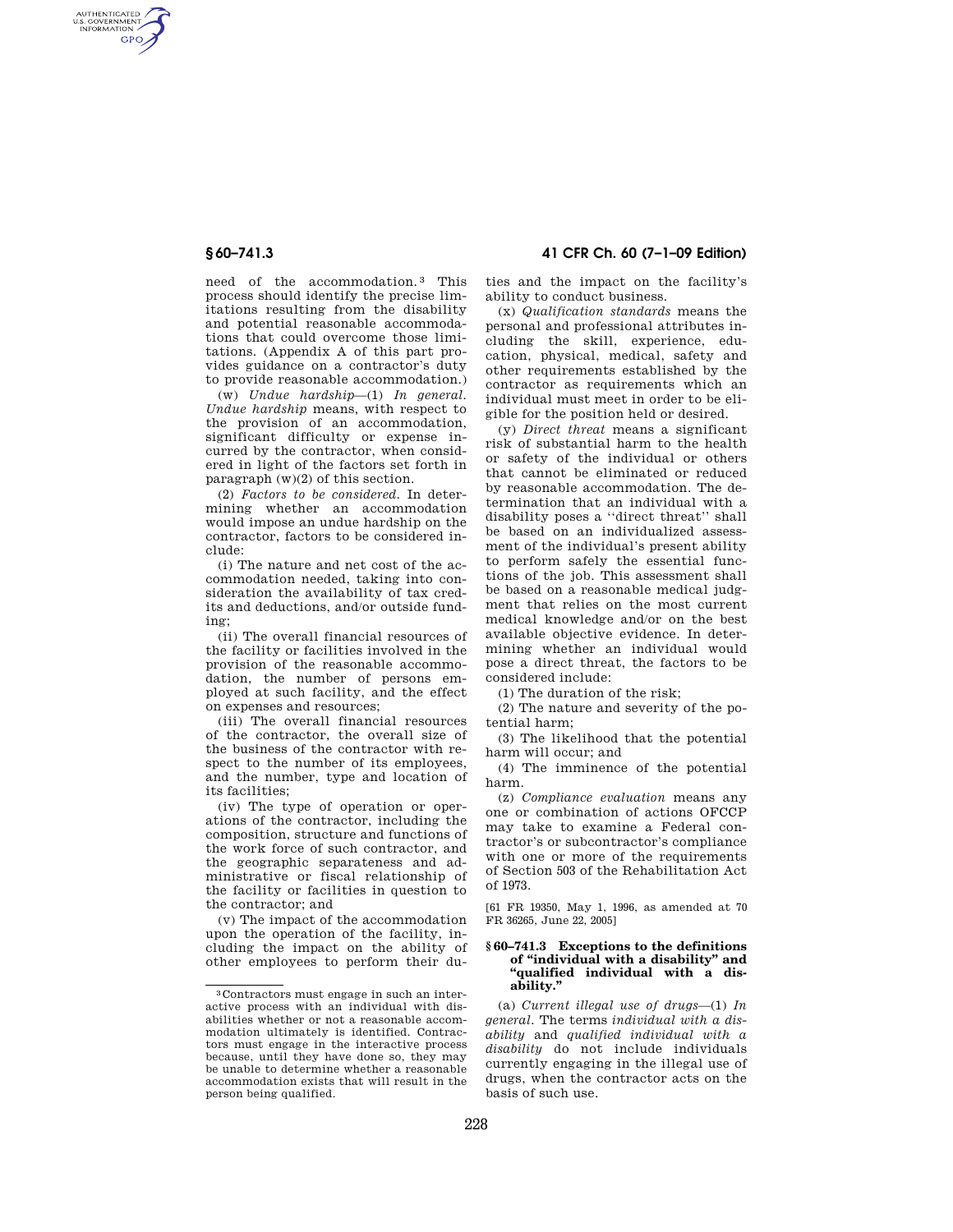need of the accommodation.[3] This process should identify the precise limitations resulting from the disability and potential reasonable accommodations that could overcome those limitations. (Appendix A of this part provides guidance on a contractor's duty to provide reasonable accommodation.)

(w) *Undue hardship*—(1) *In general. Undue hardship* means, with respect to the provision of an accommodation, significant difficulty or expense incurred by the contractor, when considered in light of the factors set forth in paragraph (w)(2) of this section.

(2) *Factors to be considered.* In determining whether an accommodation would impose an undue hardship on the contractor, factors to be considered include:

(i) The nature and net cost of the accommodation needed, taking into consideration the availability of tax credits and deductions, and/or outside funding;

(ii) The overall financial resources of the facility or facilities involved in the provision of the reasonable accommodation, the number of persons employed at such facility, and the effect on expenses and resources;

(iii) The overall financial resources of the contractor, the overall size of the business of the contractor with respect to the number of its employees, and the number, type and location of its facilities;

(iv) The type of operation or operations of the contractor, including the composition, structure and functions of the work force of such contractor, and the geographic separateness and administrative or fiscal relationship of the facility or facilities in question to the contractor; and

(v) The impact of the accommodation upon the operation of the facility, including the impact on the ability of other employees to perform their duties and the impact on the facility's ability to conduct business.

(x) *Qualification standards* means the personal and professional attributes including the skill, experience, education, physical, medical, safety and other requirements established by the contractor as requirements which an individual must meet in order to be eligible for the position held or desired.

(y) *Direct threat* means a significant risk of substantial harm to the health or safety of the individual or others that cannot be eliminated or reduced by reasonable accommodation. The determination that an individual with a disability poses a "direct threat" shall be based on an individualized assessment of the individual's present ability to perform safely the essential functions of the job. This assessment shall be based on a reasonable medical judgment that relies on the most current medical knowledge and/or on the best available objective evidence. In determining whether an individual would pose a direct threat, the factors to be considered include:

(1) The duration of the risk;

(2) The nature and severity of the potential harm;

(3) The likelihood that the potential harm will occur; and

(4) The imminence of the potential harm.

(z) *Compliance evaluation* means any one or combination of actions OFCCP may take to examine a Federal contractor's or subcontractor's compliance with one or more of the requirements of Section 503 of the Rehabilitation Act of 1973.

[61 FR 19350, May 1, 1996, as amended at 70 FR 36265, June 22, 2005]

### § 60–741.3 Exceptions to the definitions of "individual with a disability" and "qualified individual with a disability."

(a) *Current illegal use of drugs*—(1) *In general.* The terms *individual with a disability* and *qualified individual with a disability* do not include individuals currently engaging in the illegal use of drugs, when the contractor acts on the basis of such use.

[3] Contractors must engage in such an interactive process with an individual with disabilities whether or not a reasonable accommodation ultimately is identified. Contractors must engage in the interactive process because, until they have done so, they may be unable to determine whether a reasonable accommodation exists that will result in the person being qualified.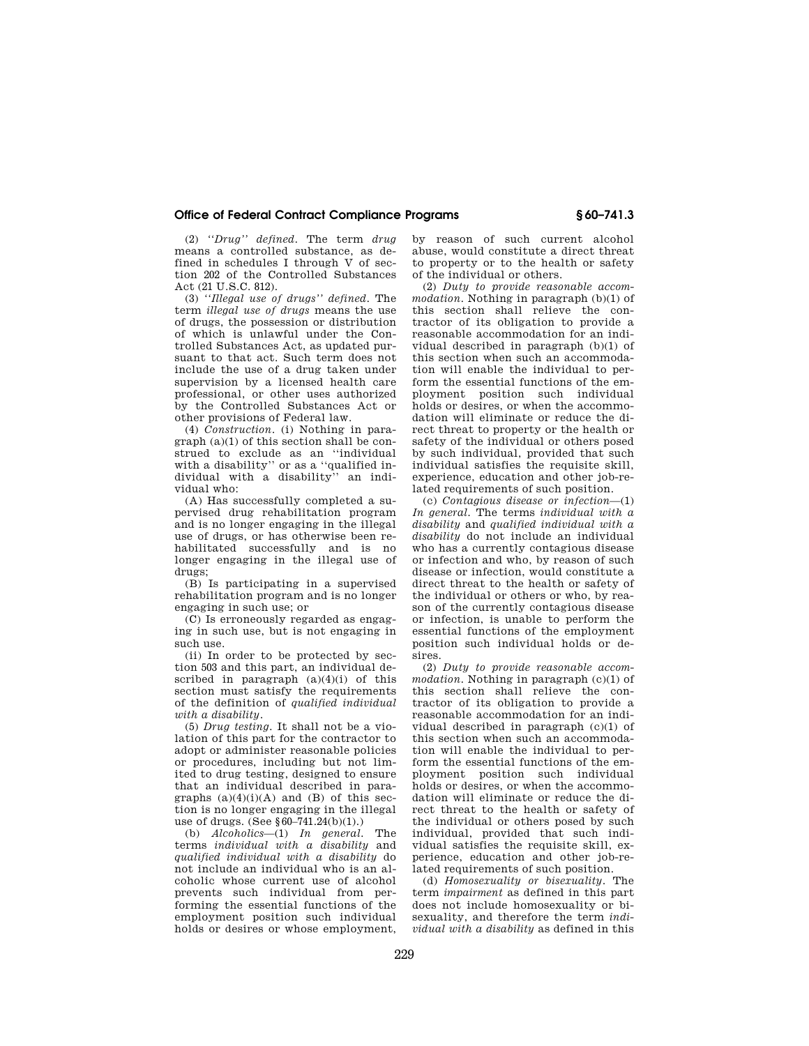(2) *''Drug'' defined*. The term *drug* means a controlled substance, as defined in schedules I through V of section 202 of the Controlled Substances Act (21 U.S.C. 812).

(3) *''Illegal use of drugs'' defined*. The term *illegal use of drugs* means the use of drugs, the possession or distribution of which is unlawful under the Controlled Substances Act, as updated pursuant to that act. Such term does not include the use of a drug taken under supervision by a licensed health care professional, or other uses authorized by the Controlled Substances Act or other provisions of Federal law.

(4) *Construction*. (i) Nothing in paragraph (a)(1) of this section shall be construed to exclude as an ''individual with a disability'' or as a ''qualified individual with a disability'' an individual who:

(A) Has successfully completed a supervised drug rehabilitation program and is no longer engaging in the illegal use of drugs, or has otherwise been rehabilitated successfully and is no longer engaging in the illegal use of drugs;

(B) Is participating in a supervised rehabilitation program and is no longer engaging in such use; or

(C) Is erroneously regarded as engaging in such use, but is not engaging in such use.

(ii) In order to be protected by section 503 and this part, an individual described in paragraph (a)(4)(i) of this section must satisfy the requirements of the definition of *qualified individual with a disability*.

(5) *Drug testing*. It shall not be a violation of this part for the contractor to adopt or administer reasonable policies or procedures, including but not limited to drug testing, designed to ensure that an individual described in paragraphs (a)(4)(i)(A) and (B) of this section is no longer engaging in the illegal use of drugs. (See §60–741.24(b)(1).)

(b) *Alcoholics*—(1) *In general*. The terms *individual with a disability* and *qualified individual with a disability* do not include an individual who is an alcoholic whose current use of alcohol prevents such individual from performing the essential functions of the employment position such individual holds or desires or whose employment, by reason of such current alcohol abuse, would constitute a direct threat to property or to the health or safety of the individual or others.

(2) *Duty to provide reasonable accommodation*. Nothing in paragraph (b)(1) of this section shall relieve the contractor of its obligation to provide a reasonable accommodation for an individual described in paragraph (b)(1) of this section when such an accommodation will enable the individual to perform the essential functions of the employment position such individual holds or desires, or when the accommodation will eliminate or reduce the direct threat to property or the health or safety of the individual or others posed by such individual, provided that such individual satisfies the requisite skill, experience, education and other job-related requirements of such position.

(c) *Contagious disease or infection*—(1) *In general*. The terms *individual with a disability* and *qualified individual with a disability* do not include an individual who has a currently contagious disease or infection and who, by reason of such disease or infection, would constitute a direct threat to the health or safety of the individual or others or who, by reason of the currently contagious disease or infection, is unable to perform the essential functions of the employment position such individual holds or desires.

(2) *Duty to provide reasonable accommodation*. Nothing in paragraph (c)(1) of this section shall relieve the contractor of its obligation to provide a reasonable accommodation for an individual described in paragraph (c)(1) of this section when such an accommodation will enable the individual to perform the essential functions of the employment position such individual holds or desires, or when the accommodation will eliminate or reduce the direct threat to the health or safety of the individual or others posed by such individual, provided that such individual satisfies the requisite skill, experience, education and other job-related requirements of such position.

(d) *Homosexuality or bisexuality*. The term *impairment* as defined in this part does not include homosexuality or bisexuality, and therefore the term *individual with a disability* as defined in this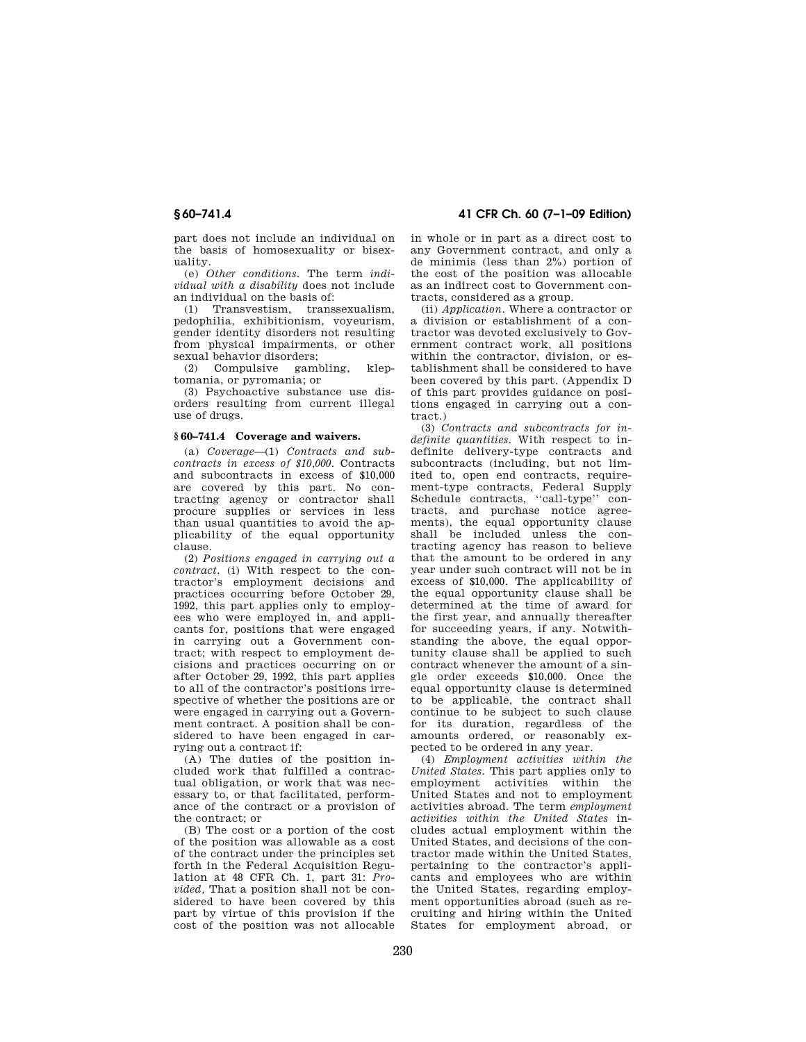part does not include an individual on the basis of homosexuality or bisexuality.

(e) *Other conditions.* The term *individual with a disability* does not include an individual on the basis of:

(1) Transvestism, transsexualism, pedophilia, exhibitionism, voyeurism, gender identity disorders not resulting from physical impairments, or other sexual behavior disorders;

(2) Compulsive gambling, kleptomania, or pyromania; or

(3) Psychoactive substance use disorders resulting from current illegal use of drugs.

### § 60–741.4 Coverage and waivers.

(a) *Coverage*—(1) *Contracts and subcontracts in excess of $10,000.* Contracts and subcontracts in excess of $10,000 are covered by this part. No contracting agency or contractor shall procure supplies or services in less than usual quantities to avoid the applicability of the equal opportunity clause.

(2) *Positions engaged in carrying out a contract.* (i) With respect to the contractor's employment decisions and practices occurring before October 29, 1992, this part applies only to employees who were employed in, and applicants for, positions that were engaged in carrying out a Government contract; with respect to employment decisions and practices occurring on or after October 29, 1992, this part applies to all of the contractor's positions irrespective of whether the positions are or were engaged in carrying out a Government contract. A position shall be considered to have been engaged in carrying out a contract if:

(A) The duties of the position included work that fulfilled a contractual obligation, or work that was necessary to, or that facilitated, performance of the contract or a provision of the contract; or

(B) The cost or a portion of the cost of the position was allowable as a cost of the contract under the principles set forth in the Federal Acquisition Regulation at 48 CFR Ch. 1, part 31: *Provided,* That a position shall not be considered to have been covered by this part by virtue of this provision if the cost of the position was not allocable in whole or in part as a direct cost to any Government contract, and only a de minimis (less than 2%) portion of the cost of the position was allocable as an indirect cost to Government contracts, considered as a group.

(ii) *Application.* Where a contractor or a division or establishment of a contractor was devoted exclusively to Government contract work, all positions within the contractor, division, or establishment shall be considered to have been covered by this part. (Appendix D of this part provides guidance on positions engaged in carrying out a contract.)

(3) *Contracts and subcontracts for indefinite quantities.* With respect to indefinite delivery-type contracts and subcontracts (including, but not limited to, open end contracts, requirement-type contracts, Federal Supply Schedule contracts, "call-type" contracts, and purchase notice agreements), the equal opportunity clause shall be included unless the contracting agency has reason to believe that the amount to be ordered in any year under such contract will not be in excess of $10,000. The applicability of the equal opportunity clause shall be determined at the time of award for the first year, and annually thereafter for succeeding years, if any. Notwithstanding the above, the equal opportunity clause shall be applied to such contract whenever the amount of a single order exceeds $10,000. Once the equal opportunity clause is determined to be applicable, the contract shall continue to be subject to such clause for its duration, regardless of the amounts ordered, or reasonably expected to be ordered in any year.

(4) *Employment activities within the United States.* This part applies only to employment activities within the United States and not to employment activities abroad. The term *employment activities within the United States* includes actual employment within the United States, and decisions of the contractor made within the United States, pertaining to the contractor's applicants and employees who are within the United States, regarding employment opportunities abroad (such as recruiting and hiring within the United States for employment abroad, or